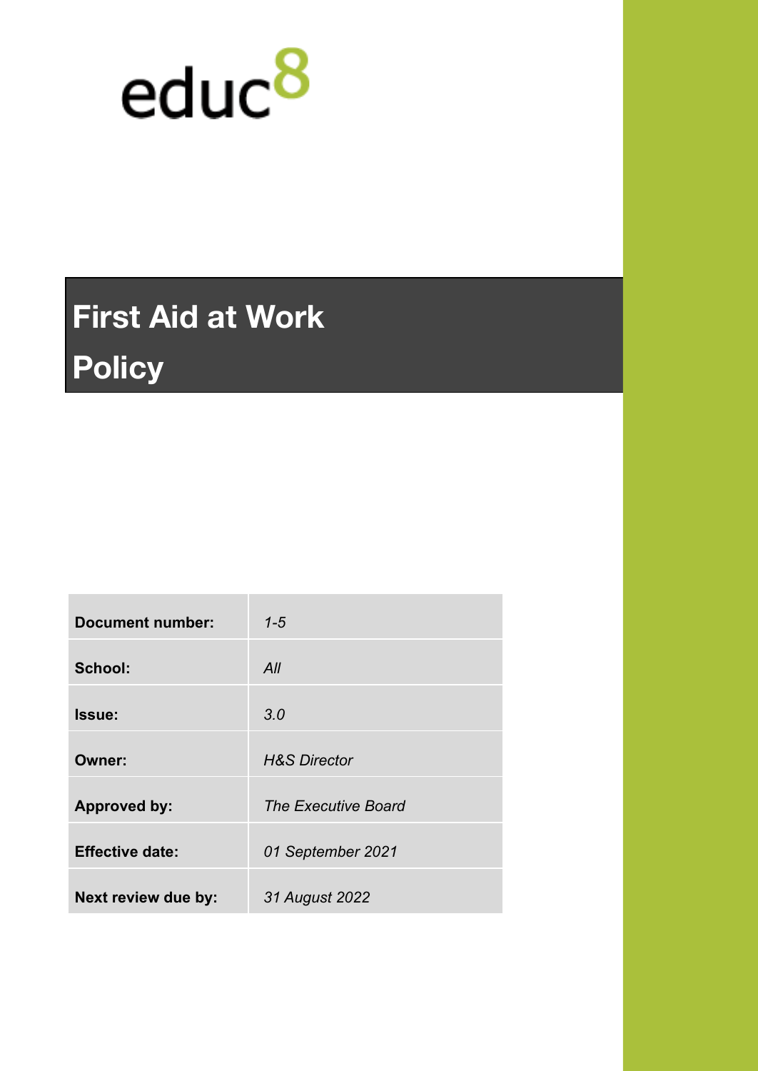educ8

# First Aid at Work Policy

| | |
|---|---|
| **Document number:** | *1-5* |
| **School:** | *All* |
| **Issue:** | *3.0* |
| **Owner:** | *H&S Director* |
| **Approved by:** | *The Executive Board* |
| **Effective date:** | *01 September 2021* |
| **Next review due by:** | *31 August 2022* |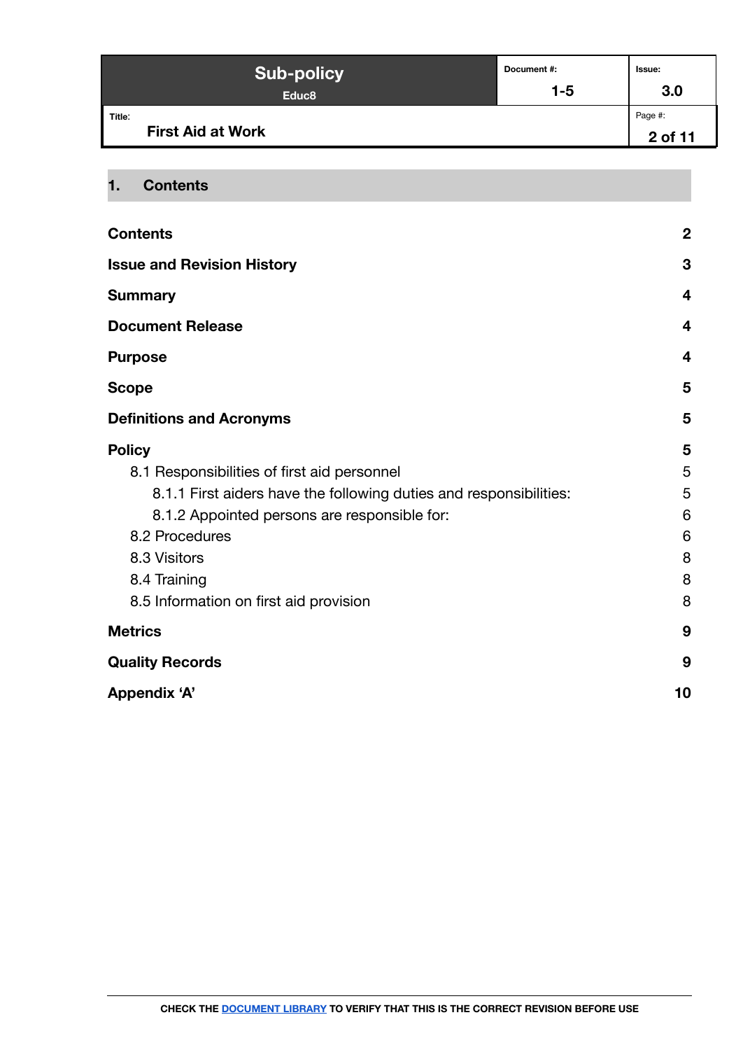## 1. Contents

| | |
|---|---|
| **Contents** | **2** |
| **Issue and Revision History** | **3** |
| **Summary** | **4** |
| **Document Release** | **4** |
| **Purpose** | **4** |
| **Scope** | **5** |
| **Definitions and Acronyms** | **5** |
| **Policy** | **5** |
| 8.1 Responsibilities of first aid personnel | 5 |
| 8.1.1 First aiders have the following duties and responsibilities: | 5 |
| 8.1.2 Appointed persons are responsible for: | 6 |
| 8.2 Procedures | 6 |
| 8.3 Visitors | 8 |
| 8.4 Training | 8 |
| 8.5 Information on first aid provision | 8 |
| **Metrics** | **9** |
| **Quality Records** | **9** |
| **Appendix 'A'** | **10** |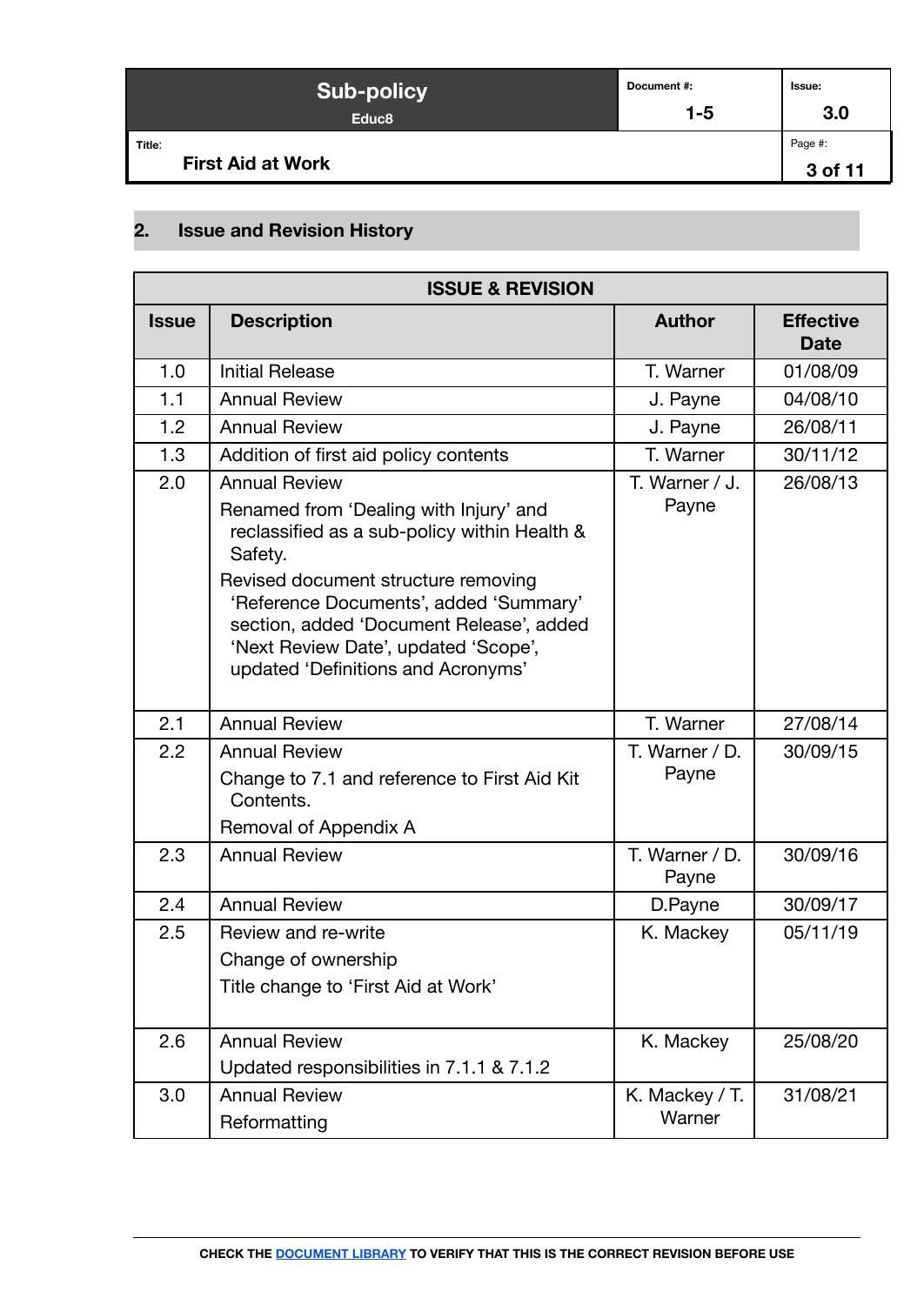## 2. Issue and Revision History

| ISSUE & REVISION | | | |
|---|---|---|---|
| **Issue** | **Description** | **Author** | **Effective Date** |
| 1.0 | Initial Release | T. Warner | 01/08/09 |
| 1.1 | Annual Review | J. Payne | 04/08/10 |
| 1.2 | Annual Review | J. Payne | 26/08/11 |
| 1.3 | Addition of first aid policy contents | T. Warner | 30/11/12 |
| 2.0 | Annual Review<br>Renamed from 'Dealing with Injury' and reclassified as a sub-policy within Health & Safety.<br>Revised document structure removing 'Reference Documents', added 'Summary' section, added 'Document Release', added 'Next Review Date', updated 'Scope', updated 'Definitions and Acronyms' | T. Warner / J. Payne | 26/08/13 |
| 2.1 | Annual Review | T. Warner | 27/08/14 |
| 2.2 | Annual Review<br>Change to 7.1 and reference to First Aid Kit Contents.<br>Removal of Appendix A | T. Warner / D. Payne | 30/09/15 |
| 2.3 | Annual Review | T. Warner / D. Payne | 30/09/16 |
| 2.4 | Annual Review | D.Payne | 30/09/17 |
| 2.5 | Review and re-write<br>Change of ownership<br>Title change to 'First Aid at Work' | K. Mackey | 05/11/19 |
| 2.6 | Annual Review<br>Updated responsibilities in 7.1.1 & 7.1.2 | K. Mackey | 25/08/20 |
| 3.0 | Annual Review<br>Reformatting | K. Mackey / T. Warner | 31/08/21 |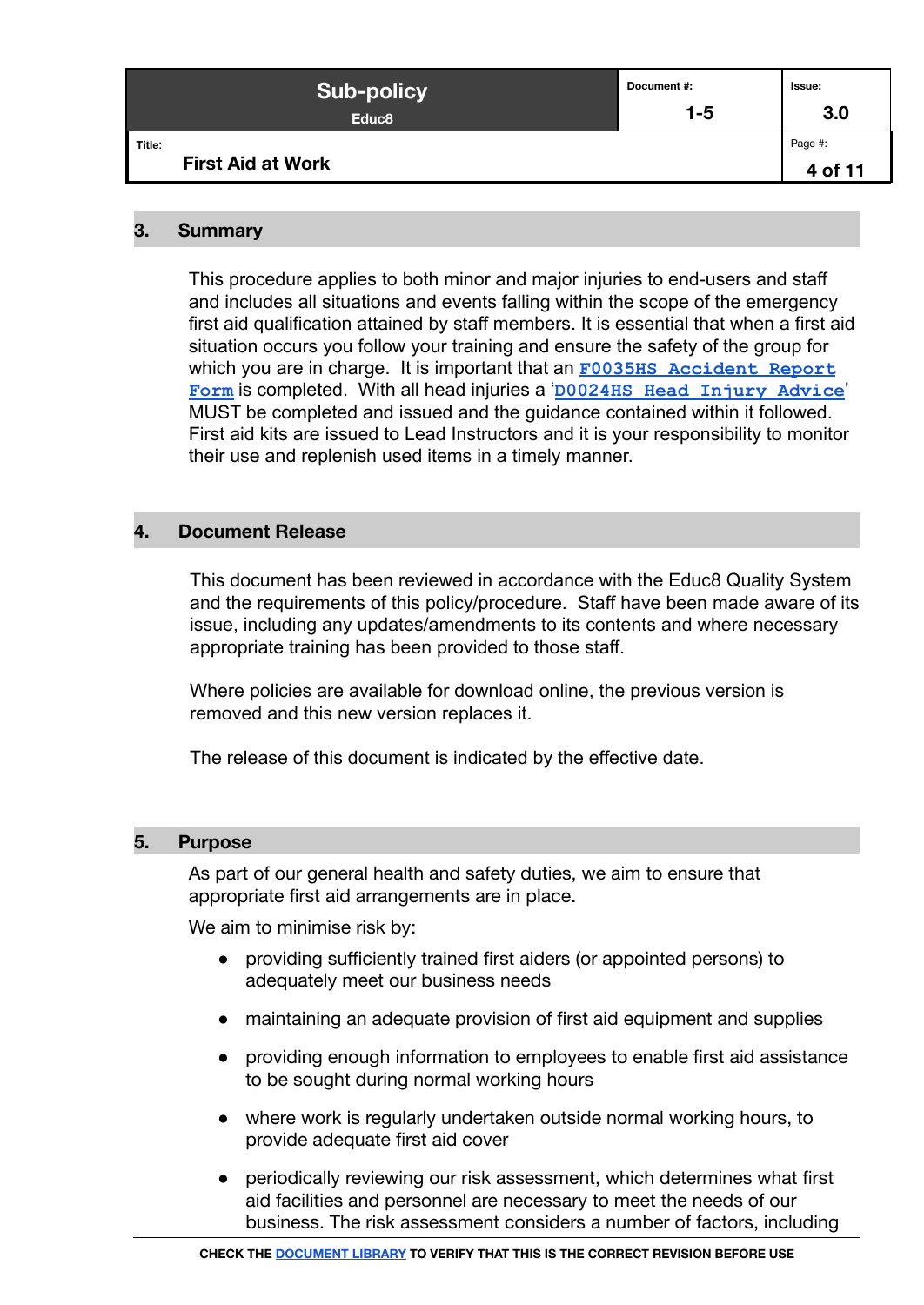## 3. Summary

This procedure applies to both minor and major injuries to end-users and staff and includes all situations and events falling within the scope of the emergency first aid qualification attained by staff members. It is essential that when a first aid situation occurs you follow your training and ensure the safety of the group for which you are in charge. It is important that an `F0035HS Accident Report Form` is completed. With all head injuries a '`D0024HS Head Injury Advice`' MUST be completed and issued and the guidance contained within it followed. First aid kits are issued to Lead Instructors and it is your responsibility to monitor their use and replenish used items in a timely manner.

## 4. Document Release

This document has been reviewed in accordance with the Educ8 Quality System and the requirements of this policy/procedure. Staff have been made aware of its issue, including any updates/amendments to its contents and where necessary appropriate training has been provided to those staff.

Where policies are available for download online, the previous version is removed and this new version replaces it.

The release of this document is indicated by the effective date.

## 5. Purpose

As part of our general health and safety duties, we aim to ensure that appropriate first aid arrangements are in place.

We aim to minimise risk by:

- providing sufficiently trained first aiders (or appointed persons) to adequately meet our business needs
- maintaining an adequate provision of first aid equipment and supplies
- providing enough information to employees to enable first aid assistance to be sought during normal working hours
- where work is regularly undertaken outside normal working hours, to provide adequate first aid cover
- periodically reviewing our risk assessment, which determines what first aid facilities and personnel are necessary to meet the needs of our business. The risk assessment considers a number of factors, including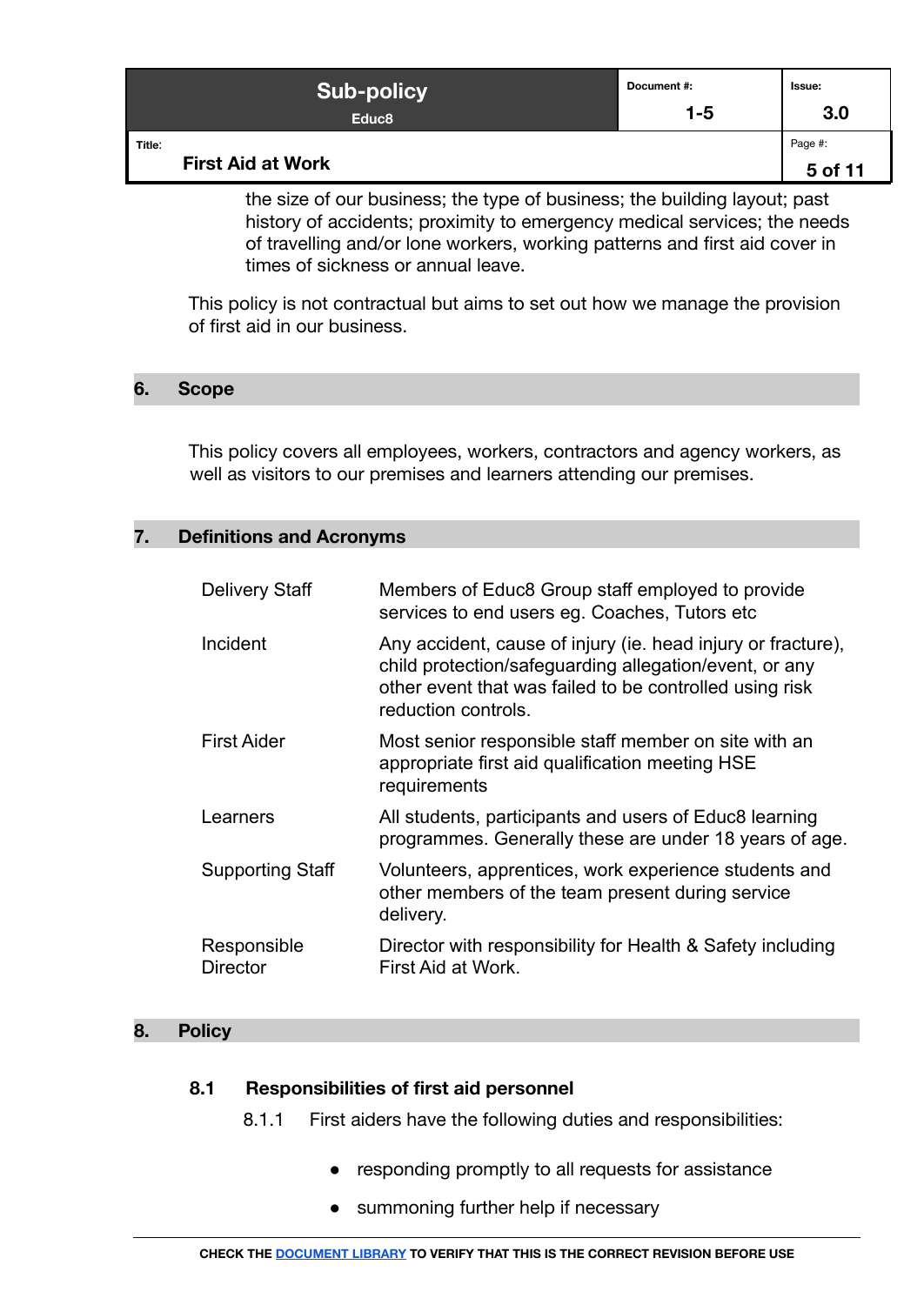the size of our business; the type of business; the building layout; past history of accidents; proximity to emergency medical services; the needs of travelling and/or lone workers, working patterns and first aid cover in times of sickness or annual leave.

This policy is not contractual but aims to set out how we manage the provision of first aid in our business.

## 6. Scope

This policy covers all employees, workers, contractors and agency workers, as well as visitors to our premises and learners attending our premises.

## 7. Definitions and Acronyms

| Term | Definition |
|---|---|
| Delivery Staff | Members of Educ8 Group staff employed to provide services to end users eg. Coaches, Tutors etc |
| Incident | Any accident, cause of injury (ie. head injury or fracture), child protection/safeguarding allegation/event, or any other event that was failed to be controlled using risk reduction controls. |
| First Aider | Most senior responsible staff member on site with an appropriate first aid qualification meeting HSE requirements |
| Learners | All students, participants and users of Educ8 learning programmes. Generally these are under 18 years of age. |
| Supporting Staff | Volunteers, apprentices, work experience students and other members of the team present during service delivery. |
| Responsible Director | Director with responsibility for Health & Safety including First Aid at Work. |

## 8. Policy

### 8.1 Responsibilities of first aid personnel

8.1.1 First aiders have the following duties and responsibilities:

- responding promptly to all requests for assistance
- summoning further help if necessary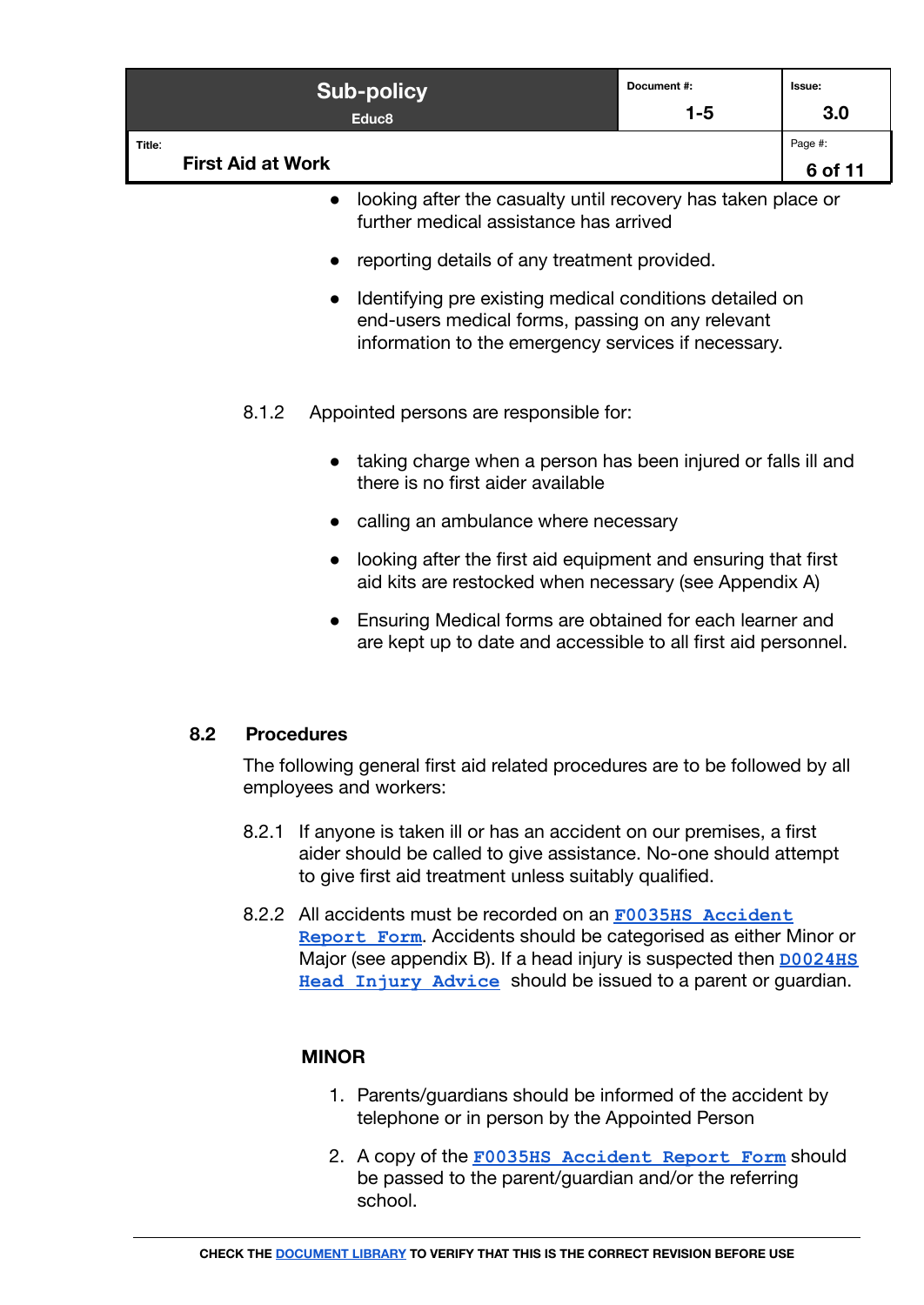- looking after the casualty until recovery has taken place or further medical assistance has arrived
- reporting details of any treatment provided.
- Identifying pre existing medical conditions detailed on end-users medical forms, passing on any relevant information to the emergency services if necessary.

8.1.2 Appointed persons are responsible for:

- taking charge when a person has been injured or falls ill and there is no first aider available
- calling an ambulance where necessary
- looking after the first aid equipment and ensuring that first aid kits are restocked when necessary (see Appendix A)
- Ensuring Medical forms are obtained for each learner and are kept up to date and accessible to all first aid personnel.

## 8.2 Procedures

The following general first aid related procedures are to be followed by all employees and workers:

8.2.1 If anyone is taken ill or has an accident on our premises, a first aider should be called to give assistance. No-one should attempt to give first aid treatment unless suitably qualified.

8.2.2 All accidents must be recorded on an F0035HS Accident Report Form. Accidents should be categorised as either Minor or Major (see appendix B). If a head injury is suspected then D0024HS Head Injury Advice should be issued to a parent or guardian.

**MINOR**

1. Parents/guardians should be informed of the accident by telephone or in person by the Appointed Person
2. A copy of the F0035HS Accident Report Form should be passed to the parent/guardian and/or the referring school.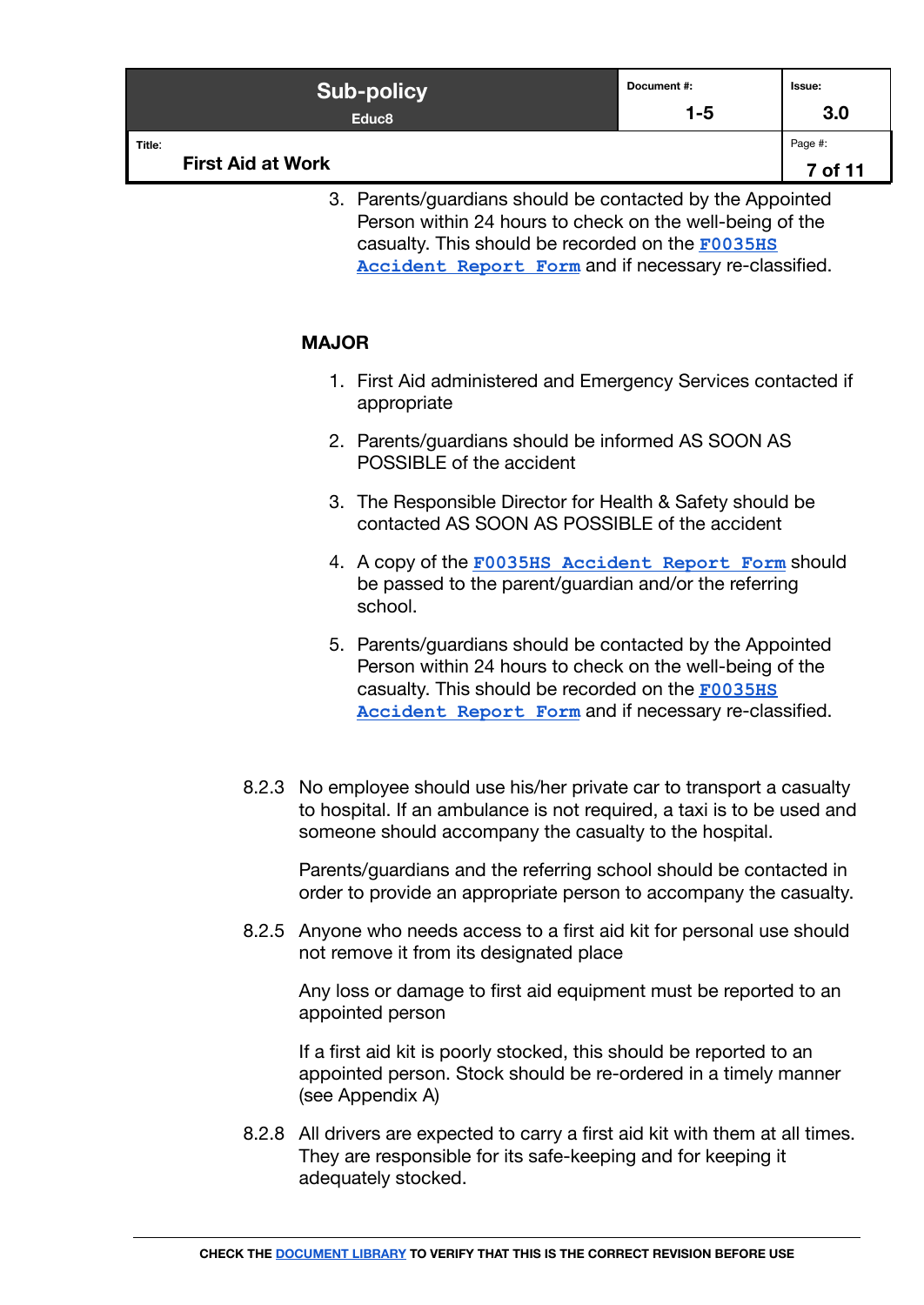3. Parents/guardians should be contacted by the Appointed Person within 24 hours to check on the well-being of the casualty. This should be recorded on the F0035HS Accident Report Form and if necessary re-classified.

**MAJOR**

1. First Aid administered and Emergency Services contacted if appropriate
2. Parents/guardians should be informed AS SOON AS POSSIBLE of the accident
3. The Responsible Director for Health & Safety should be contacted AS SOON AS POSSIBLE of the accident
4. A copy of the F0035HS Accident Report Form should be passed to the parent/guardian and/or the referring school.
5. Parents/guardians should be contacted by the Appointed Person within 24 hours to check on the well-being of the casualty. This should be recorded on the F0035HS Accident Report Form and if necessary re-classified.

8.2.3 No employee should use his/her private car to transport a casualty to hospital. If an ambulance is not required, a taxi is to be used and someone should accompany the casualty to the hospital.

Parents/guardians and the referring school should be contacted in order to provide an appropriate person to accompany the casualty.

8.2.5 Anyone who needs access to a first aid kit for personal use should not remove it from its designated place

Any loss or damage to first aid equipment must be reported to an appointed person

If a first aid kit is poorly stocked, this should be reported to an appointed person. Stock should be re-ordered in a timely manner (see Appendix A)

8.2.8 All drivers are expected to carry a first aid kit with them at all times. They are responsible for its safe-keeping and for keeping it adequately stocked.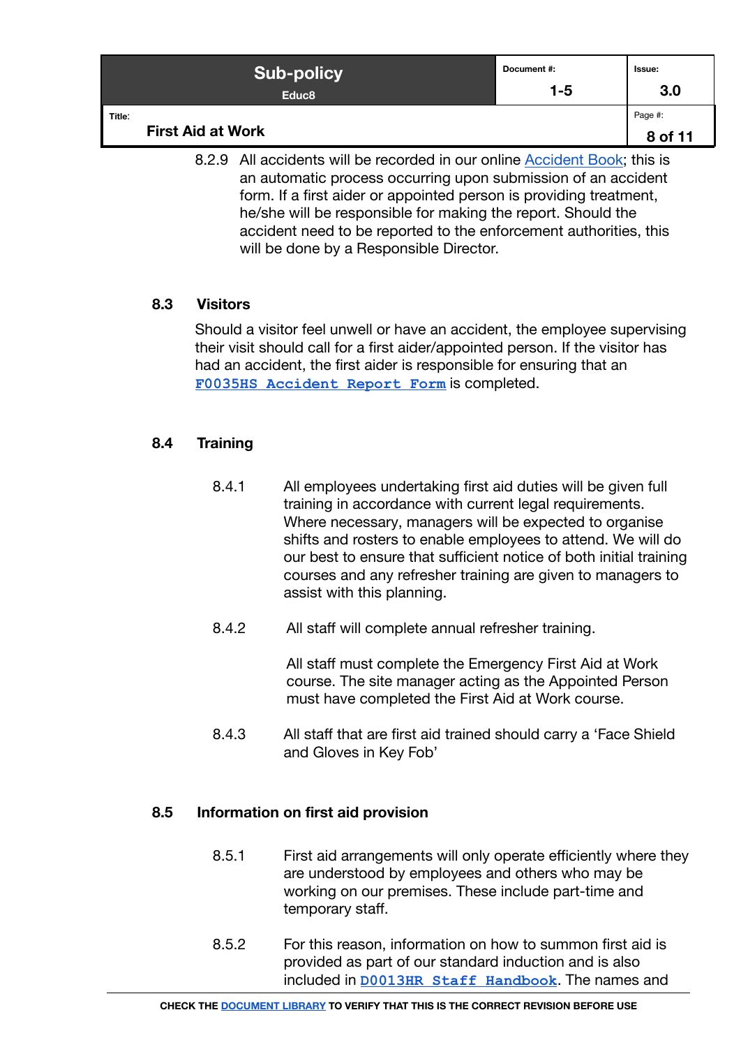8.2.9 All accidents will be recorded in our online Accident Book; this is an automatic process occurring upon submission of an accident form. If a first aider or appointed person is providing treatment, he/she will be responsible for making the report. Should the accident need to be reported to the enforcement authorities, this will be done by a Responsible Director.

## 8.3 Visitors

Should a visitor feel unwell or have an accident, the employee supervising their visit should call for a first aider/appointed person. If the visitor has had an accident, the first aider is responsible for ensuring that an **F0035HS Accident Report Form** is completed.

## 8.4 Training

8.4.1 All employees undertaking first aid duties will be given full training in accordance with current legal requirements. Where necessary, managers will be expected to organise shifts and rosters to enable employees to attend. We will do our best to ensure that sufficient notice of both initial training courses and any refresher training are given to managers to assist with this planning.

8.4.2 All staff will complete annual refresher training.

All staff must complete the Emergency First Aid at Work course. The site manager acting as the Appointed Person must have completed the First Aid at Work course.

8.4.3 All staff that are first aid trained should carry a 'Face Shield and Gloves in Key Fob'

## 8.5 Information on first aid provision

8.5.1 First aid arrangements will only operate efficiently where they are understood by employees and others who may be working on our premises. These include part-time and temporary staff.

8.5.2 For this reason, information on how to summon first aid is provided as part of our standard induction and is also included in **D0013HR Staff Handbook**. The names and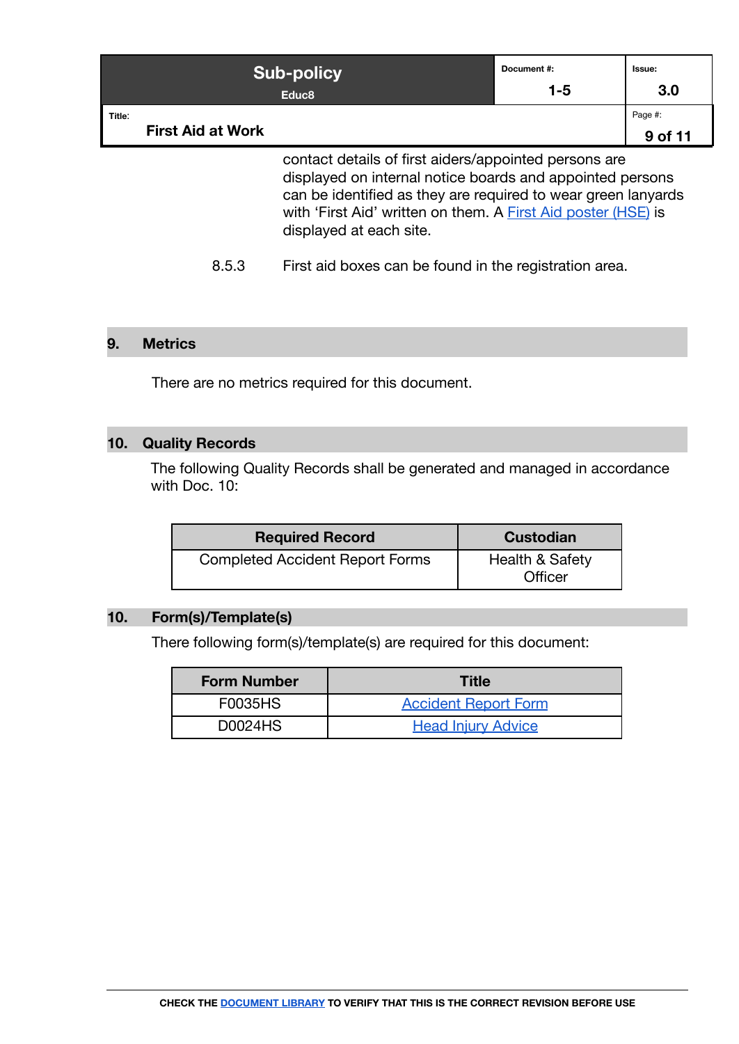contact details of first aiders/appointed persons are displayed on internal notice boards and appointed persons can be identified as they are required to wear green lanyards with 'First Aid' written on them. A First Aid poster (HSE) is displayed at each site.

8.5.3 First aid boxes can be found in the registration area.

## 9. Metrics

There are no metrics required for this document.

## 10. Quality Records

The following Quality Records shall be generated and managed in accordance with Doc. 10:

| Required Record | Custodian |
|---|---|
| Completed Accident Report Forms | Health & Safety Officer |

## 10. Form(s)/Template(s)

There following form(s)/template(s) are required for this document:

| Form Number | Title |
|---|---|
| F0035HS | Accident Report Form |
| D0024HS | Head Injury Advice |

**CHECK THE DOCUMENT LIBRARY TO VERIFY THAT THIS IS THE CORRECT REVISION BEFORE USE**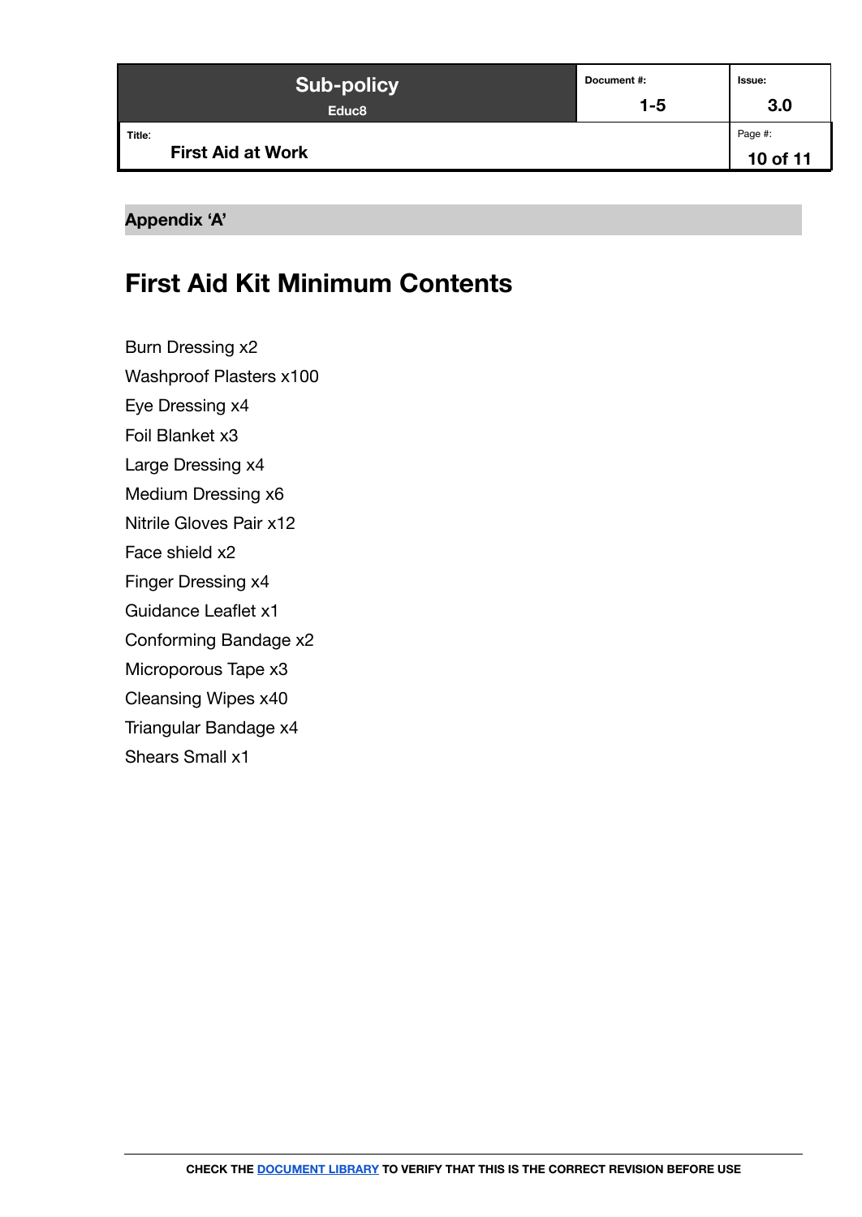## Appendix ‘A’

# First Aid Kit Minimum Contents

Burn Dressing x2

Washproof Plasters x100

Eye Dressing x4

Foil Blanket x3

Large Dressing x4

Medium Dressing x6

Nitrile Gloves Pair x12

Face shield x2

Finger Dressing x4

Guidance Leaflet x1

Conforming Bandage x2

Microporous Tape x3

Cleansing Wipes x40

Triangular Bandage x4

Shears Small x1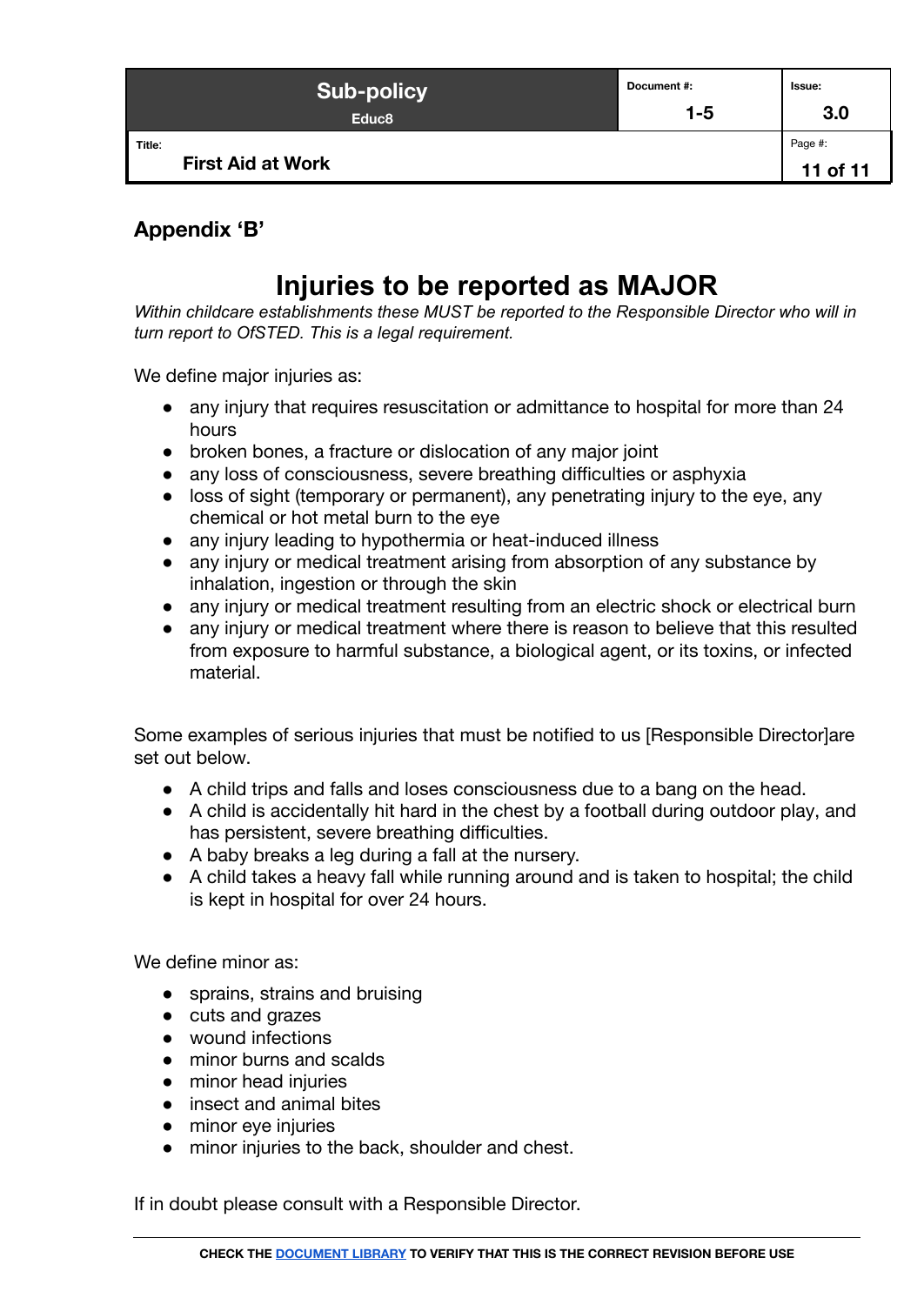## Appendix 'B'

# Injuries to be reported as MAJOR

*Within childcare establishments these MUST be reported to the Responsible Director who will in turn report to OfSTED. This is a legal requirement.*

We define major injuries as:

- any injury that requires resuscitation or admittance to hospital for more than 24 hours
- broken bones, a fracture or dislocation of any major joint
- any loss of consciousness, severe breathing difficulties or asphyxia
- loss of sight (temporary or permanent), any penetrating injury to the eye, any chemical or hot metal burn to the eye
- any injury leading to hypothermia or heat-induced illness
- any injury or medical treatment arising from absorption of any substance by inhalation, ingestion or through the skin
- any injury or medical treatment resulting from an electric shock or electrical burn
- any injury or medical treatment where there is reason to believe that this resulted from exposure to harmful substance, a biological agent, or its toxins, or infected material.

Some examples of serious injuries that must be notified to us [Responsible Director]are set out below.

- A child trips and falls and loses consciousness due to a bang on the head.
- A child is accidentally hit hard in the chest by a football during outdoor play, and has persistent, severe breathing difficulties.
- A baby breaks a leg during a fall at the nursery.
- A child takes a heavy fall while running around and is taken to hospital; the child is kept in hospital for over 24 hours.

We define minor as:

- sprains, strains and bruising
- cuts and grazes
- wound infections
- minor burns and scalds
- minor head injuries
- insect and animal bites
- minor eye injuries
- minor injuries to the back, shoulder and chest.

If in doubt please consult with a Responsible Director.